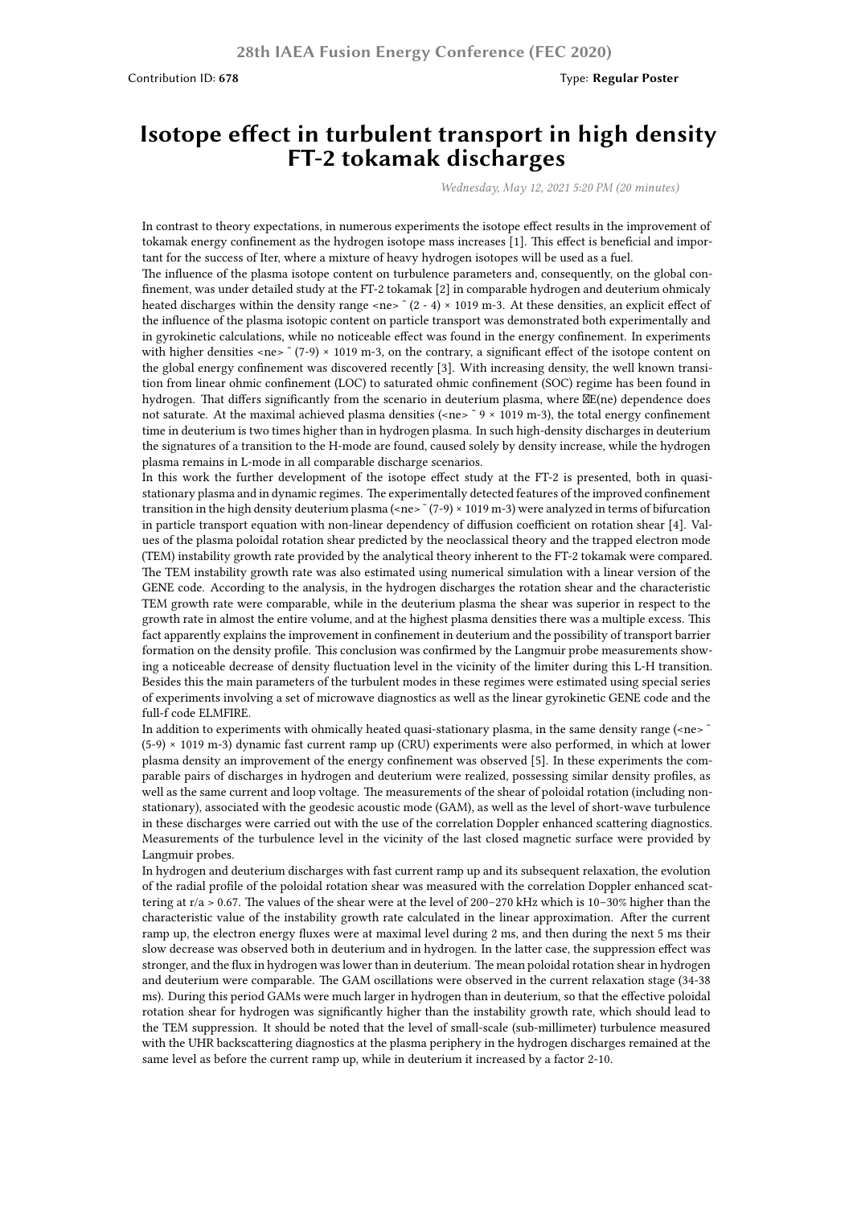28th IAEA Fusion Energy Conference (FEC 2020)

Contribution ID: **678**

Type: **Regular Poster**

# Isotope effect in turbulent transport in high density FT-2 tokamak discharges

*Wednesday, May 12, 2021 5:20 PM (20 minutes)*

In contrast to theory expectations, in numerous experiments the isotope effect results in the improvement of tokamak energy confinement as the hydrogen isotope mass increases [1]. This effect is beneficial and important for the success of Iter, where a mixture of heavy hydrogen isotopes will be used as a fuel.

The influence of the plasma isotopic content on turbulence parameters and, consequently, on the global confinement, was under detailed study at the FT-2 tokamak [2] in comparable hydrogen and deuterium ohmicaly heated discharges within the density range <ne> ~ (2 - 4) × 1019 m-3. At these densities, an explicit effect of the influence of the plasma isotopic content on particle transport was demonstrated both experimentally and in gyrokinetic calculations, while no noticeable effect was found in the energy confinement. In experiments with higher densities <ne> ~ (7-9) × 1019 m-3, on the contrary, a significant effect of the isotope content on the global energy confinement was discovered recently [3]. With increasing density, the well known transition from linear ohmic confinement (LOC) to saturated ohmic confinement (SOC) regime has been found in hydrogen. That differs significantly from the scenario in deuterium plasma, where E(ne) dependence does not saturate. At the maximal achieved plasma densities (<ne> ~ 9 × 1019 m-3), the total energy confinement time in deuterium is two times higher than in hydrogen plasma. In such high-density discharges in deuterium the signatures of a transition to the H-mode are found, caused solely by density increase, while the hydrogen plasma remains in L-mode in all comparable discharge scenarios.

In this work the further development of the isotope effect study at the FT-2 is presented, both in quasi-stationary plasma and in dynamic regimes. The experimentally detected features of the improved confinement transition in the high density deuterium plasma (<ne> ~ (7-9) × 1019 m-3) were analyzed in terms of bifurcation in particle transport equation with non-linear dependency of diffusion coefficient on rotation shear [4]. Values of the plasma poloidal rotation shear predicted by the neoclassical theory and the trapped electron mode (TEM) instability growth rate provided by the analytical theory inherent to the FT-2 tokamak were compared. The TEM instability growth rate was also estimated using numerical simulation with a linear version of the GENE code. According to the analysis, in the hydrogen discharges the rotation shear and the characteristic TEM growth rate were comparable, while in the deuterium plasma the shear was superior in respect to the growth rate in almost the entire volume, and at the highest plasma densities there was a multiple excess. This fact apparently explains the improvement in confinement in deuterium and the possibility of transport barrier formation on the density profile. This conclusion was confirmed by the Langmuir probe measurements showing a noticeable decrease of density fluctuation level in the vicinity of the limiter during this L-H transition. Besides this the main parameters of the turbulent modes in these regimes were estimated using special series of experiments involving a set of microwave diagnostics as well as the linear gyrokinetic GENE code and the full-f code ELMFIRE.

In addition to experiments with ohmically heated quasi-stationary plasma, in the same density range (<ne> ~ (5-9) × 1019 m-3) dynamic fast current ramp up (CRU) experiments were also performed, in which at lower plasma density an improvement of the energy confinement was observed [5]. In these experiments the comparable pairs of discharges in hydrogen and deuterium were realized, possessing similar density profiles, as well as the same current and loop voltage. The measurements of the shear of poloidal rotation (including non-stationary), associated with the geodesic acoustic mode (GAM), as well as the level of short-wave turbulence in these discharges were carried out with the use of the correlation Doppler enhanced scattering diagnostics. Measurements of the turbulence level in the vicinity of the last closed magnetic surface were provided by Langmuir probes.

In hydrogen and deuterium discharges with fast current ramp up and its subsequent relaxation, the evolution of the radial profile of the poloidal rotation shear was measured with the correlation Doppler enhanced scattering at r/a > 0.67. The values of the shear were at the level of 200–270 kHz which is 10–30% higher than the characteristic value of the instability growth rate calculated in the linear approximation. After the current ramp up, the electron energy fluxes were at maximal level during 2 ms, and then during the next 5 ms their slow decrease was observed both in deuterium and in hydrogen. In the latter case, the suppression effect was stronger, and the flux in hydrogen was lower than in deuterium. The mean poloidal rotation shear in hydrogen and deuterium were comparable. The GAM oscillations were observed in the current relaxation stage (34-38 ms). During this period GAMs were much larger in hydrogen than in deuterium, so that the effective poloidal rotation shear for hydrogen was significantly higher than the instability growth rate, which should lead to the TEM suppression. It should be noted that the level of small-scale (sub-millimeter) turbulence measured with the UHR backscattering diagnostics at the plasma periphery in the hydrogen discharges remained at the same level as before the current ramp up, while in deuterium it increased by a factor 2-10.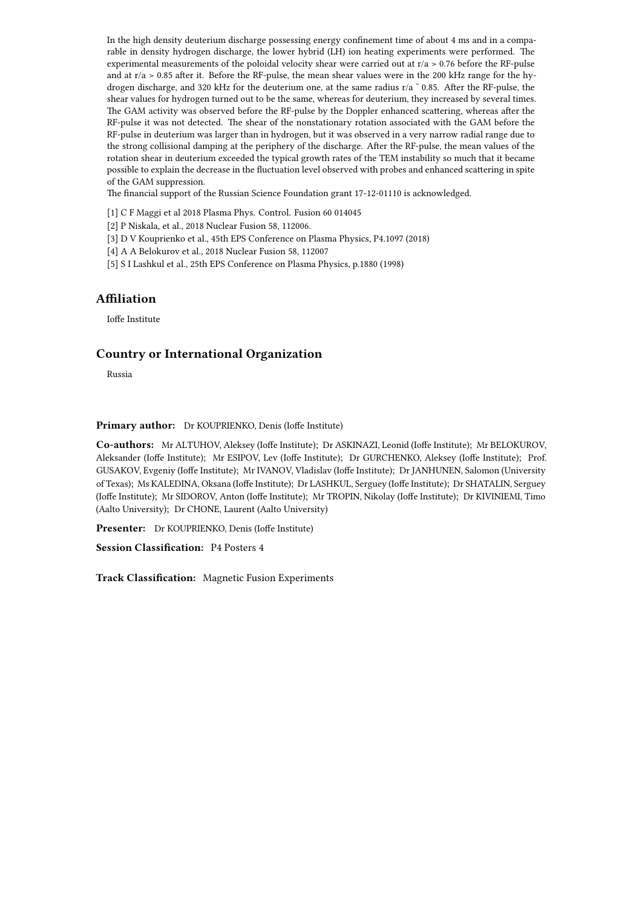In the high density deuterium discharge possessing energy confinement time of about 4 ms and in a comparable in density hydrogen discharge, the lower hybrid (LH) ion heating experiments were performed. The experimental measurements of the poloidal velocity shear were carried out at r/a > 0.76 before the RF-pulse and at r/a > 0.85 after it. Before the RF-pulse, the mean shear values were in the 200 kHz range for the hydrogen discharge, and 320 kHz for the deuterium one, at the same radius r/a ~ 0.85. After the RF-pulse, the shear values for hydrogen turned out to be the same, whereas for deuterium, they increased by several times. The GAM activity was observed before the RF-pulse by the Doppler enhanced scattering, whereas after the RF-pulse it was not detected. The shear of the nonstationary rotation associated with the GAM before the RF-pulse in deuterium was larger than in hydrogen, but it was observed in a very narrow radial range due to the strong collisional damping at the periphery of the discharge. After the RF-pulse, the mean values of the rotation shear in deuterium exceeded the typical growth rates of the TEM instability so much that it became possible to explain the decrease in the fluctuation level observed with probes and enhanced scattering in spite of the GAM suppression.
The financial support of the Russian Science Foundation grant 17-12-01110 is acknowledged.

[1] C F Maggi et al 2018 Plasma Phys. Control. Fusion 60 014045

[2] P Niskala, et al., 2018 Nuclear Fusion 58, 112006.

[3] D V Kouprienko et al., 45th EPS Conference on Plasma Physics, P4.1097 (2018)

[4] A A Belokurov et al., 2018 Nuclear Fusion 58, 112007

[5] S I Lashkul et al., 25th EPS Conference on Plasma Physics, p.1880 (1998)

## Affiliation

Ioffe Institute

## Country or International Organization

Russia

**Primary author:** Dr KOUPRIENKO, Denis (Ioffe Institute)

**Co-authors:** Mr ALTUHOV, Aleksey (Ioffe Institute); Dr ASKINAZI, Leonid (Ioffe Institute); Mr BELOKUROV, Aleksander (Ioffe Institute); Mr ESIPOV, Lev (Ioffe Institute); Dr GURCHENKO, Aleksey (Ioffe Institute); Prof. GUSAKOV, Evgeniy (Ioffe Institute); Mr IVANOV, Vladislav (Ioffe Institute); Dr JANHUNEN, Salomon (University of Texas); Ms KALEDINA, Oksana (Ioffe Institute); Dr LASHKUL, Serguey (Ioffe Institute); Dr SHATALIN, Serguey (Ioffe Institute); Mr SIDOROV, Anton (Ioffe Institute); Mr TROPIN, Nikolay (Ioffe Institute); Dr KIVINIEMI, Timo (Aalto University); Dr CHONE, Laurent (Aalto University)

**Presenter:** Dr KOUPRIENKO, Denis (Ioffe Institute)

**Session Classification:** P4 Posters 4

**Track Classification:** Magnetic Fusion Experiments